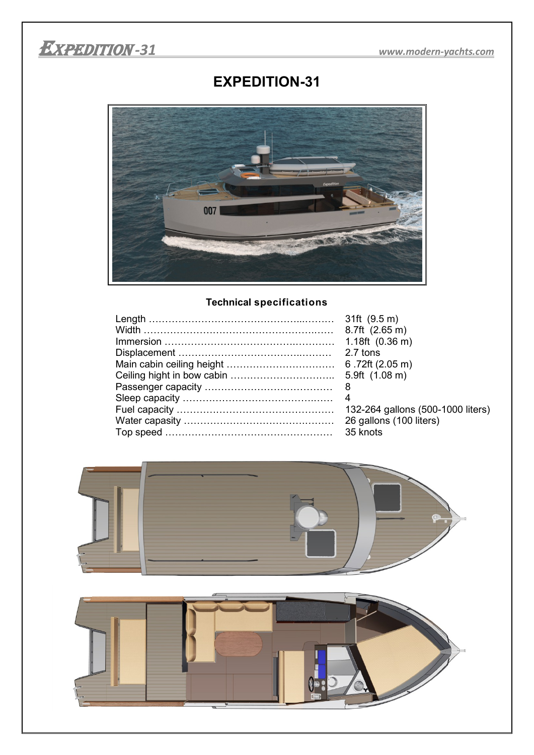# EXPEDITION-31

### Technical specifications

| | |
|---|---|
| Length | 31ft (9.5 m) |
| Width | 8.7ft (2.65 m) |
| Immersion | 1.18ft (0.36 m) |
| Displacement | 2.7 tons |
| Main cabin ceiling height | 6 .72ft (2.05 m) |
| Ceiling hight in bow cabin | 5.9ft (1.08 m) |
| Passenger capacity | 8 |
| Sleep capacity | 4 |
| Fuel capacity | 132-264 gallons (500-1000 liters) |
| Water capasity | 26 gallons (100 liters) |
| Top speed | 35 knots |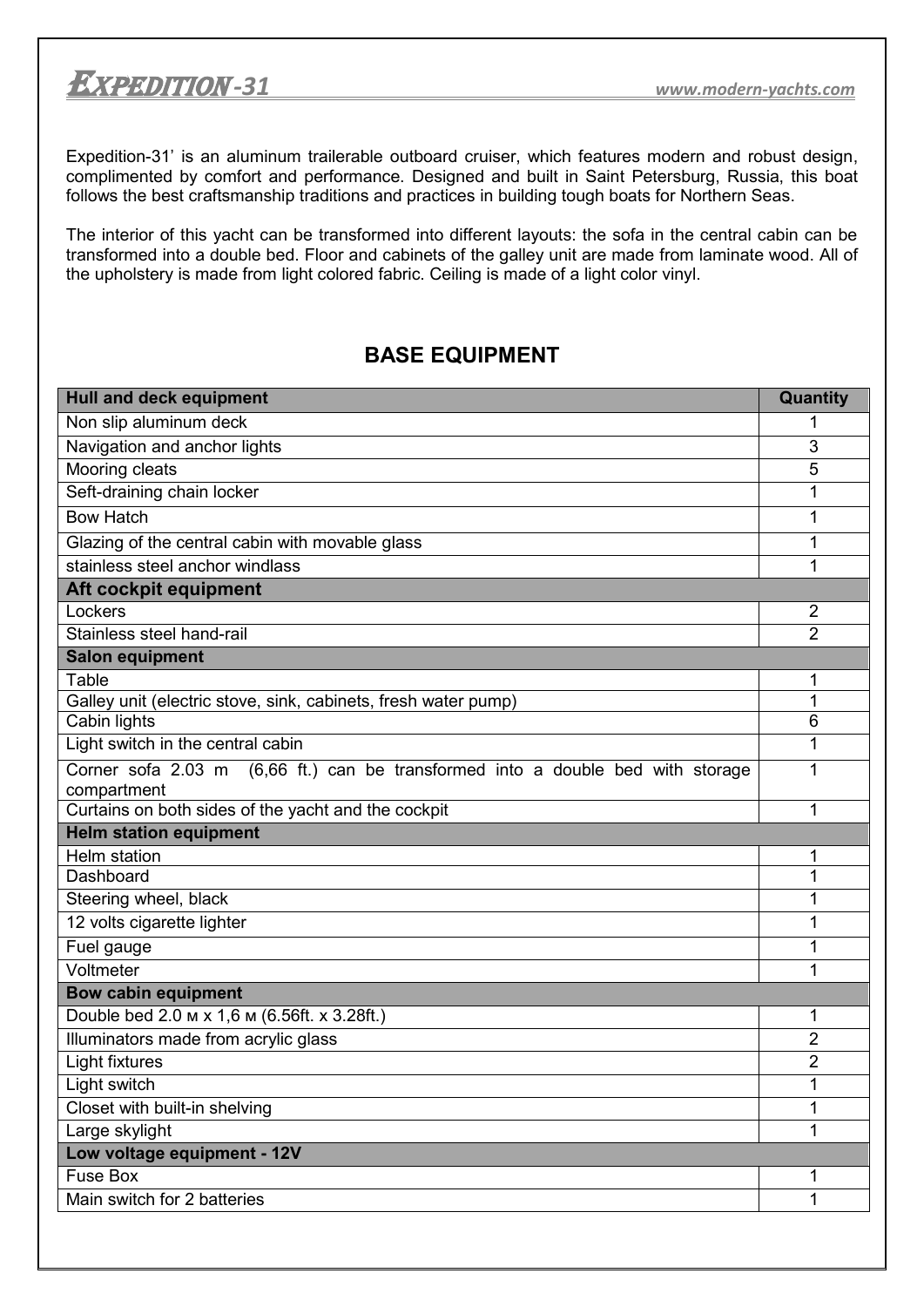Expedition-31' is an aluminum trailerable outboard cruiser, which features modern and robust design, complimented by comfort and performance. Designed and built in Saint Petersburg, Russia, this boat follows the best craftsmanship traditions and practices in building tough boats for Northern Seas.

The interior of this yacht can be transformed into different layouts: the sofa in the central cabin can be transformed into a double bed. Floor and cabinets of the galley unit are made from laminate wood. All of the upholstery is made from light colored fabric. Ceiling is made of a light color vinyl.

## BASE EQUIPMENT

| Hull and deck equipment | Quantity |
|---|---|
| Non slip aluminum deck | 1 |
| Navigation and anchor lights | 3 |
| Mooring cleats | 5 |
| Seft-draining chain locker | 1 |
| Bow Hatch | 1 |
| Glazing of the central cabin with movable glass | 1 |
| stainless steel anchor windlass | 1 |
| **Aft cockpit equipment** | |
| Lockers | 2 |
| Stainless steel hand-rail | 2 |
| **Salon equipment** | |
| Table | 1 |
| Galley unit (electric stove, sink, cabinets, fresh water pump) | 1 |
| Cabin lights | 6 |
| Light switch in the central cabin | 1 |
| Corner sofa 2.03 m (6,66 ft.) can be transformed into a double bed with storage compartment | 1 |
| Curtains on both sides of the yacht and the cockpit | 1 |
| **Helm station equipment** | |
| Helm station | 1 |
| Dashboard | 1 |
| Steering wheel, black | 1 |
| 12 volts cigarette lighter | 1 |
| Fuel gauge | 1 |
| Voltmeter | 1 |
| **Bow cabin equipment** | |
| Double bed 2.0 м x 1,6 м (6.56ft. x 3.28ft.) | 1 |
| Illuminators made from acrylic glass | 2 |
| Light fixtures | 2 |
| Light switch | 1 |
| Closet with built-in shelving | 1 |
| Large skylight | 1 |
| **Low voltage equipment - 12V** | |
| Fuse Box | 1 |
| Main switch for 2 batteries | 1 |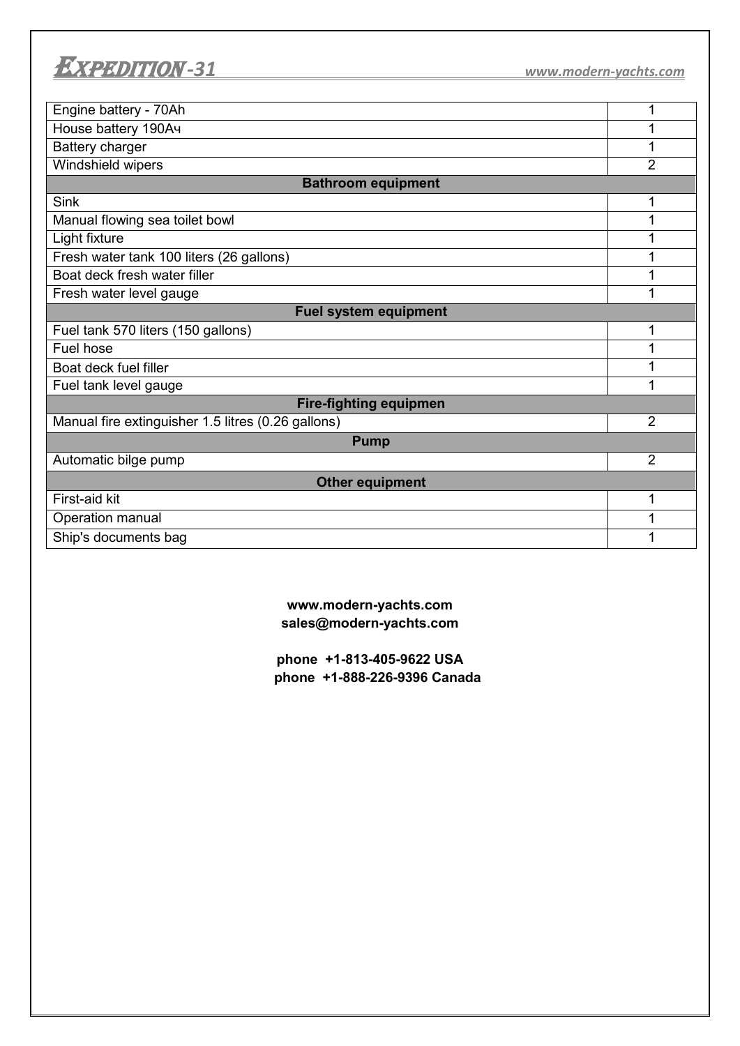| | |
|---|---|
| Engine battery - 70Ah | 1 |
| House battery 190Ач | 1 |
| Battery charger | 1 |
| Windshield wipers | 2 |
| **Bathroom equipment** | |
| Sink | 1 |
| Manual flowing sea toilet bowl | 1 |
| Light fixture | 1 |
| Fresh water tank 100 liters (26 gallons) | 1 |
| Boat deck fresh water filler | 1 |
| Fresh water level gauge | 1 |
| **Fuel system equipment** | |
| Fuel tank 570 liters (150 gallons) | 1 |
| Fuel hose | 1 |
| Boat deck fuel filler | 1 |
| Fuel tank level gauge | 1 |
| **Fire-fighting equipmen** | |
| Manual fire extinguisher 1.5 litres (0.26 gallons) | 2 |
| **Pump** | |
| Automatic bilge pump | 2 |
| **Other equipment** | |
| First-aid kit | 1 |
| Operation manual | 1 |
| Ship's documents bag | 1 |

**www.modern-yachts.com**
**sales@modern-yachts.com**

**phone +1-813-405-9622 USA**
**phone +1-888-226-9396 Canada**